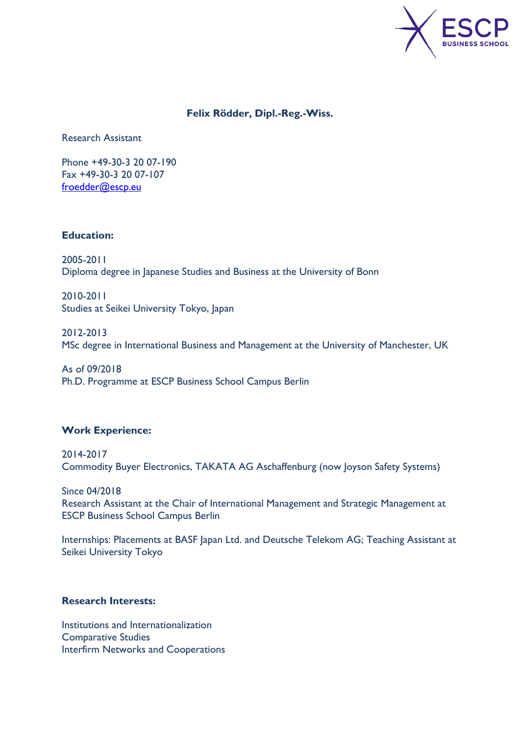**Felix Rödder, Dipl.-Reg.-Wiss.**

Research Assistant

Phone +49-30-3 20 07-190
Fax +49-30-3 20 07-107
[froedder@escp.eu](mailto:froedder@escp.eu)

**Education:**

2005-2011
Diploma degree in Japanese Studies and Business at the University of Bonn

2010-2011
Studies at Seikei University Tokyo, Japan

2012-2013
MSc degree in International Business and Management at the University of Manchester, UK

As of 09/2018
Ph.D. Programme at ESCP Business School Campus Berlin

**Work Experience:**

2014-2017
Commodity Buyer Electronics, TAKATA AG Aschaffenburg (now Joyson Safety Systems)

Since 04/2018
Research Assistant at the Chair of International Management and Strategic Management at ESCP Business School Campus Berlin

Internships: Placements at BASF Japan Ltd. and Deutsche Telekom AG; Teaching Assistant at Seikei University Tokyo

**Research Interests:**

Institutions and Internationalization
Comparative Studies
Interfirm Networks and Cooperations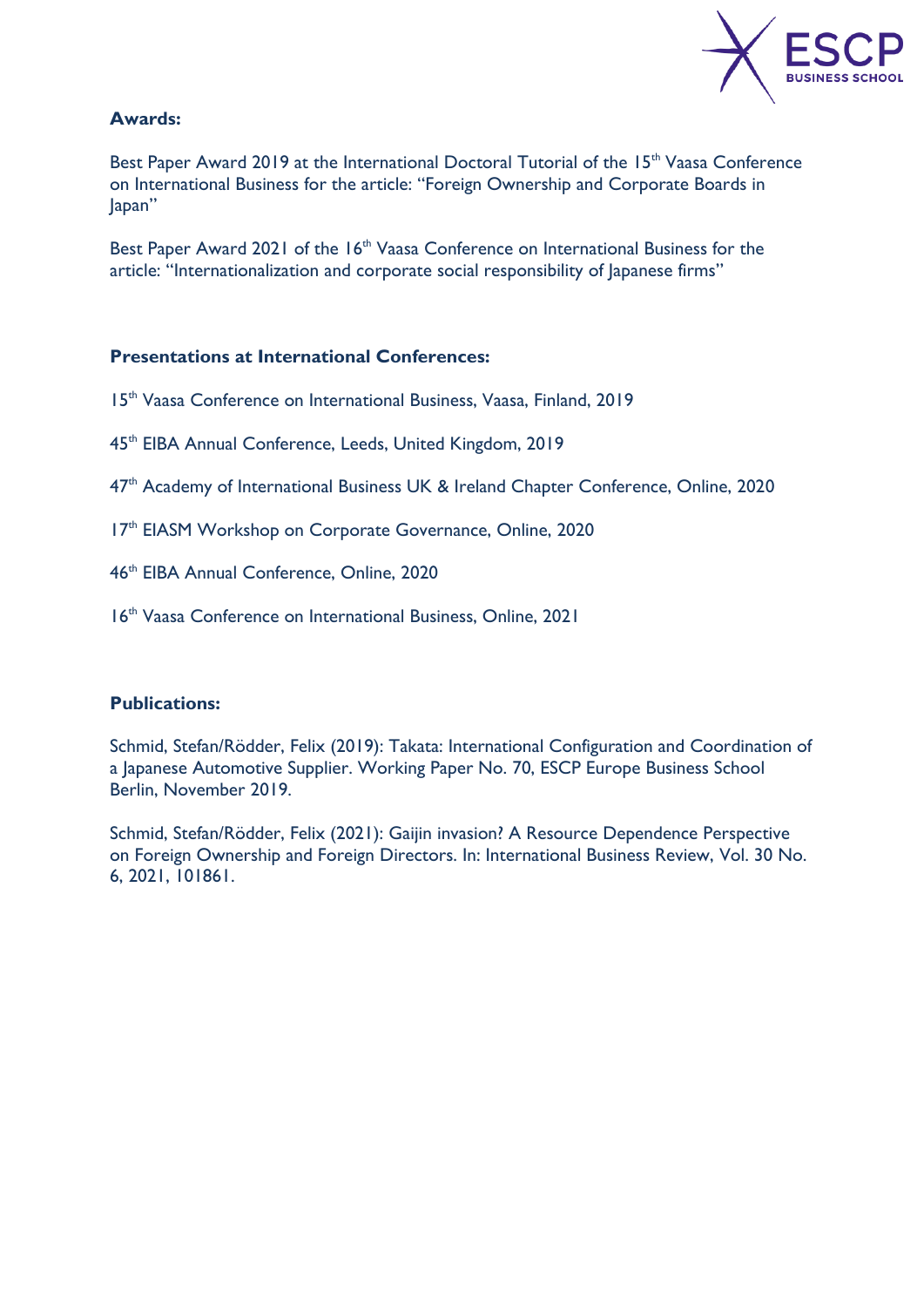### Awards:

Best Paper Award 2019 at the International Doctoral Tutorial of the 15th Vaasa Conference on International Business for the article: "Foreign Ownership and Corporate Boards in Japan"

Best Paper Award 2021 of the 16th Vaasa Conference on International Business for the article: "Internationalization and corporate social responsibility of Japanese firms"

### Presentations at International Conferences:

15th Vaasa Conference on International Business, Vaasa, Finland, 2019

45th EIBA Annual Conference, Leeds, United Kingdom, 2019

47th Academy of International Business UK & Ireland Chapter Conference, Online, 2020

17th EIASM Workshop on Corporate Governance, Online, 2020

46th EIBA Annual Conference, Online, 2020

16th Vaasa Conference on International Business, Online, 2021

### Publications:

Schmid, Stefan/Rödder, Felix (2019): Takata: International Configuration and Coordination of a Japanese Automotive Supplier. Working Paper No. 70, ESCP Europe Business School Berlin, November 2019.

Schmid, Stefan/Rödder, Felix (2021): Gaijin invasion? A Resource Dependence Perspective on Foreign Ownership and Foreign Directors. In: International Business Review, Vol. 30 No. 6, 2021, 101861.